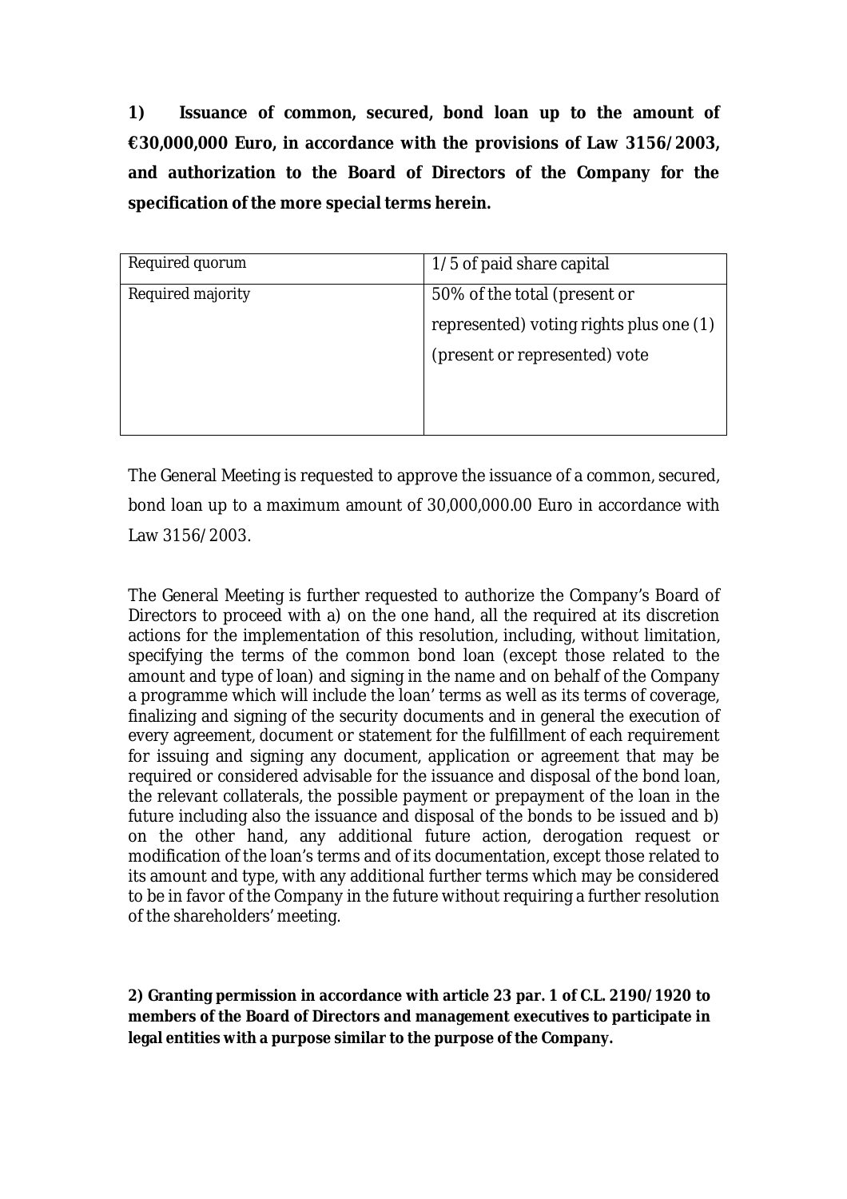**1) Issuance of common, secured, bond loan up to the amount of €30,000,000 Euro, in accordance with the provisions of Law 3156/2003, and authorization to the Board of Directors of the Company for the specification of the more special terms herein.**

| Required quorum | 1/5 of paid share capital |
|---|---|
| Required majority | 50% of the total (present or represented) voting rights plus one (1) (present or represented) vote |

The General Meeting is requested to approve the issuance of a common, secured, bond loan up to a maximum amount of 30,000,000.00 Euro in accordance with Law 3156/2003.

The General Meeting is further requested to authorize the Company's Board of Directors to proceed with a) on the one hand, all the required at its discretion actions for the implementation of this resolution, including, without limitation, specifying the terms of the common bond loan (except those related to the amount and type of loan) and signing in the name and on behalf of the Company a programme which will include the loan' terms as well as its terms of coverage, finalizing and signing of the security documents and in general the execution of every agreement, document or statement for the fulfillment of each requirement for issuing and signing any document, application or agreement that may be required or considered advisable for the issuance and disposal of the bond loan, the relevant collaterals, the possible payment or prepayment of the loan in the future including also the issuance and disposal of the bonds to be issued and b) on the other hand, any additional future action, derogation request or modification of the loan's terms and of its documentation, except those related to its amount and type, with any additional further terms which may be considered to be in favor of the Company in the future without requiring a further resolution of the shareholders' meeting.

**2) Granting permission in accordance with article 23 par. 1 of C.L. 2190/1920 to members of the Board of Directors and management executives to participate in legal entities with a purpose similar to the purpose of the Company.**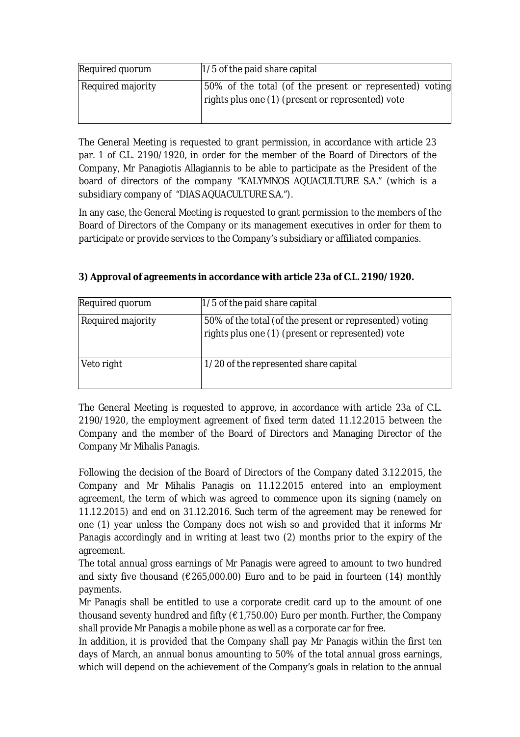| Required quorum | 1/5 of the paid share capital |
| --- | --- |
| Required majority | 50% of the total (of the present or represented) voting rights plus one (1) (present or represented) vote |

The General Meeting is requested to grant permission, in accordance with article 23 par. 1 of C.L. 2190/1920, in order for the member of the Board of Directors of the Company, Mr Panagiotis Allagiannis to be able to participate as the President of the board of directors of the company "KALYMNOS AQUACULTURE S.A." (which is a subsidiary company of "DIAS AQUACULTURE S.A.").

In any case, the General Meeting is requested to grant permission to the members of the Board of Directors of the Company or its management executives in order for them to participate or provide services to the Company's subsidiary or affiliated companies.

**3) Approval of agreements in accordance with article 23a of C.L. 2190/1920.**

| Required quorum | 1/5 of the paid share capital |
| --- | --- |
| Required majority | 50% of the total (of the present or represented) voting rights plus one (1) (present or represented) vote |
| Veto right | 1/20 of the represented share capital |

The General Meeting is requested to approve, in accordance with article 23a of C.L. 2190/1920, the employment agreement of fixed term dated 11.12.2015 between the Company and the member of the Board of Directors and Managing Director of the Company Mr Mihalis Panagis.

Following the decision of the Board of Directors of the Company dated 3.12.2015, the Company and Mr Mihalis Panagis on 11.12.2015 entered into an employment agreement, the term of which was agreed to commence upon its signing (namely on 11.12.2015) and end on 31.12.2016. Such term of the agreement may be renewed for one (1) year unless the Company does not wish so and provided that it informs Mr Panagis accordingly and in writing at least two (2) months prior to the expiry of the agreement.
The total annual gross earnings of Mr Panagis were agreed to amount to two hundred and sixty five thousand (€265,000.00) Euro and to be paid in fourteen (14) monthly payments.
Mr Panagis shall be entitled to use a corporate credit card up to the amount of one thousand seventy hundred and fifty (€1,750.00) Euro per month. Further, the Company shall provide Mr Panagis a mobile phone as well as a corporate car for free.
In addition, it is provided that the Company shall pay Mr Panagis within the first ten days of March, an annual bonus amounting to 50% of the total annual gross earnings, which will depend on the achievement of the Company's goals in relation to the annual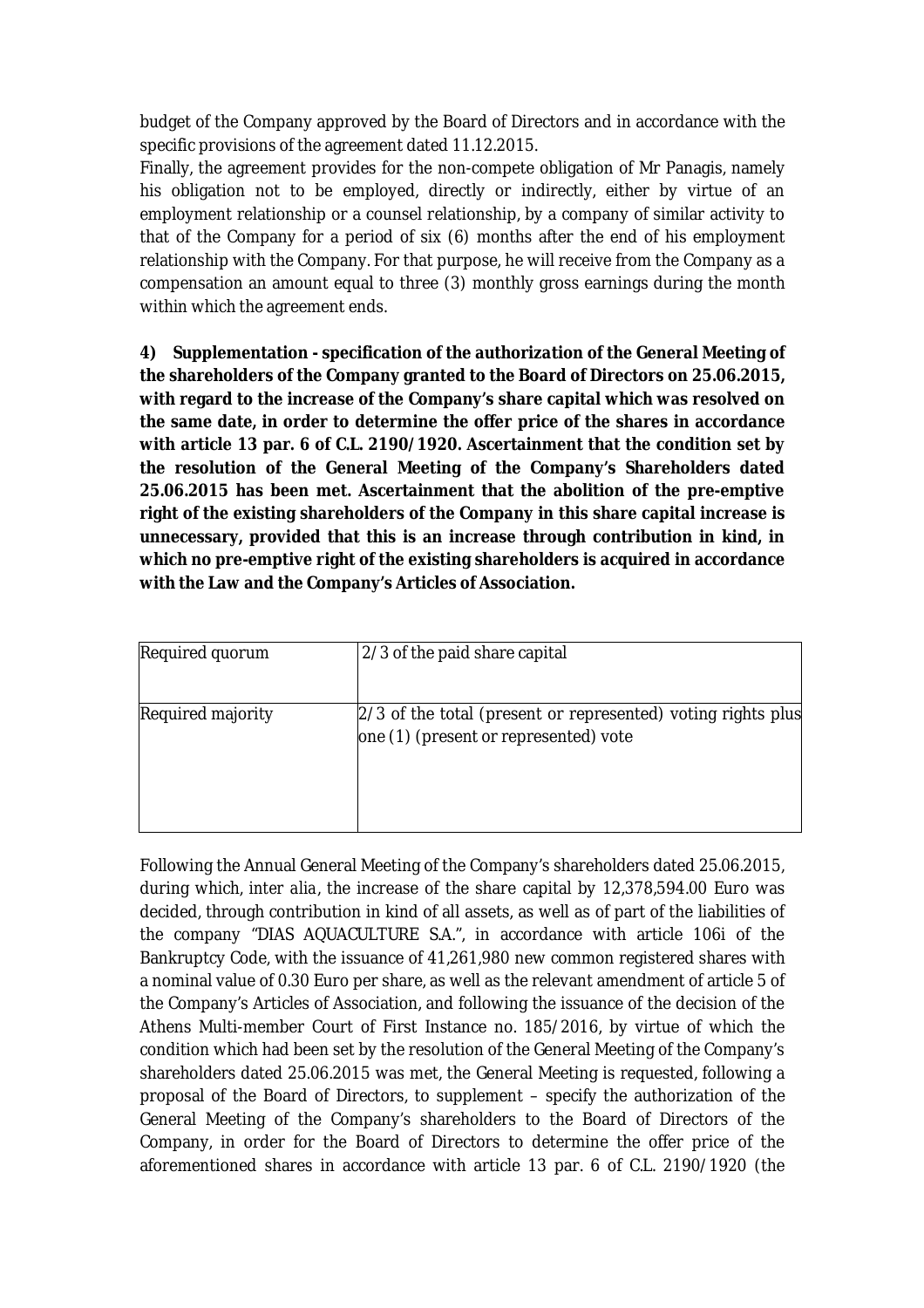budget of the Company approved by the Board of Directors and in accordance with the specific provisions of the agreement dated 11.12.2015.

Finally, the agreement provides for the non-compete obligation of Mr Panagis, namely his obligation not to be employed, directly or indirectly, either by virtue of an employment relationship or a counsel relationship, by a company of similar activity to that of the Company for a period of six (6) months after the end of his employment relationship with the Company. For that purpose, he will receive from the Company as a compensation an amount equal to three (3) monthly gross earnings during the month within which the agreement ends.

**4) Supplementation - specification of the authorization of the General Meeting of the shareholders of the Company granted to the Board of Directors on 25.06.2015, with regard to the increase of the Company's share capital which was resolved on the same date, in order to determine the offer price of the shares in accordance with article 13 par. 6 of C.L. 2190/1920. Ascertainment that the condition set by the resolution of the General Meeting of the Company's Shareholders dated 25.06.2015 has been met. Ascertainment that the abolition of the pre-emptive right of the existing shareholders of the Company in this share capital increase is unnecessary, provided that this is an increase through contribution in kind, in which no pre-emptive right of the existing shareholders is acquired in accordance with the Law and the Company's Articles of Association.**

| Required quorum | 2/3 of the paid share capital |
|---|---|
| Required majority | 2/3 of the total (present or represented) voting rights plus one (1) (present or represented) vote |

Following the Annual General Meeting of the Company's shareholders dated 25.06.2015, during which, *inter alia*, the increase of the share capital by 12,378,594.00 Euro was decided, through contribution in kind of all assets, as well as of part of the liabilities of the company "DIAS AQUACULTURE S.A.", in accordance with article 106i of the Bankruptcy Code, with the issuance of 41,261,980 new common registered shares with a nominal value of 0.30 Euro per share, as well as the relevant amendment of article 5 of the Company's Articles of Association, and following the issuance of the decision of the Athens Multi-member Court of First Instance no. 185/2016, by virtue of which the condition which had been set by the resolution of the General Meeting of the Company's shareholders dated 25.06.2015 was met, the General Meeting is requested, following a proposal of the Board of Directors, to supplement – specify the authorization of the General Meeting of the Company's shareholders to the Board of Directors of the Company, in order for the Board of Directors to determine the offer price of the aforementioned shares in accordance with article 13 par. 6 of C.L. 2190/1920 (the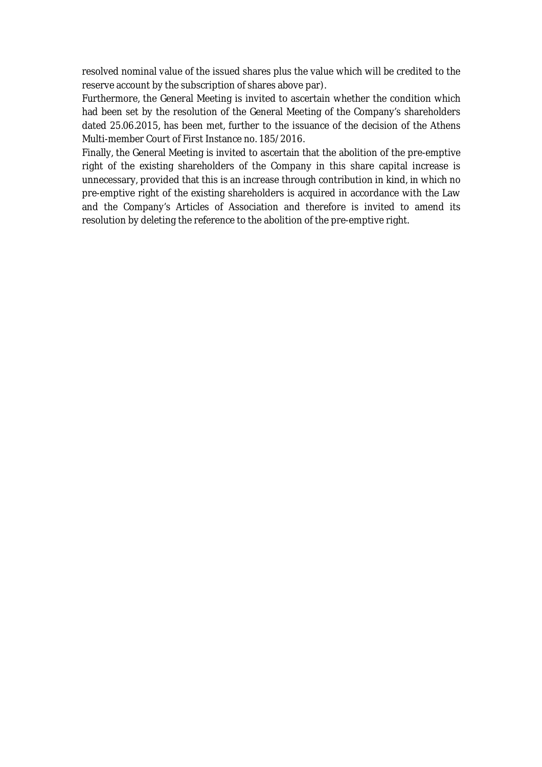resolved nominal value of the issued shares plus the value which will be credited to the reserve account by the subscription of shares above par).

Furthermore, the General Meeting is invited to ascertain whether the condition which had been set by the resolution of the General Meeting of the Company's shareholders dated 25.06.2015, has been met, further to the issuance of the decision of the Athens Multi-member Court of First Instance no. 185/2016.

Finally, the General Meeting is invited to ascertain that the abolition of the pre-emptive right of the existing shareholders of the Company in this share capital increase is unnecessary, provided that this is an increase through contribution in kind, in which no pre-emptive right of the existing shareholders is acquired in accordance with the Law and the Company's Articles of Association and therefore is invited to amend its resolution by deleting the reference to the abolition of the pre-emptive right.